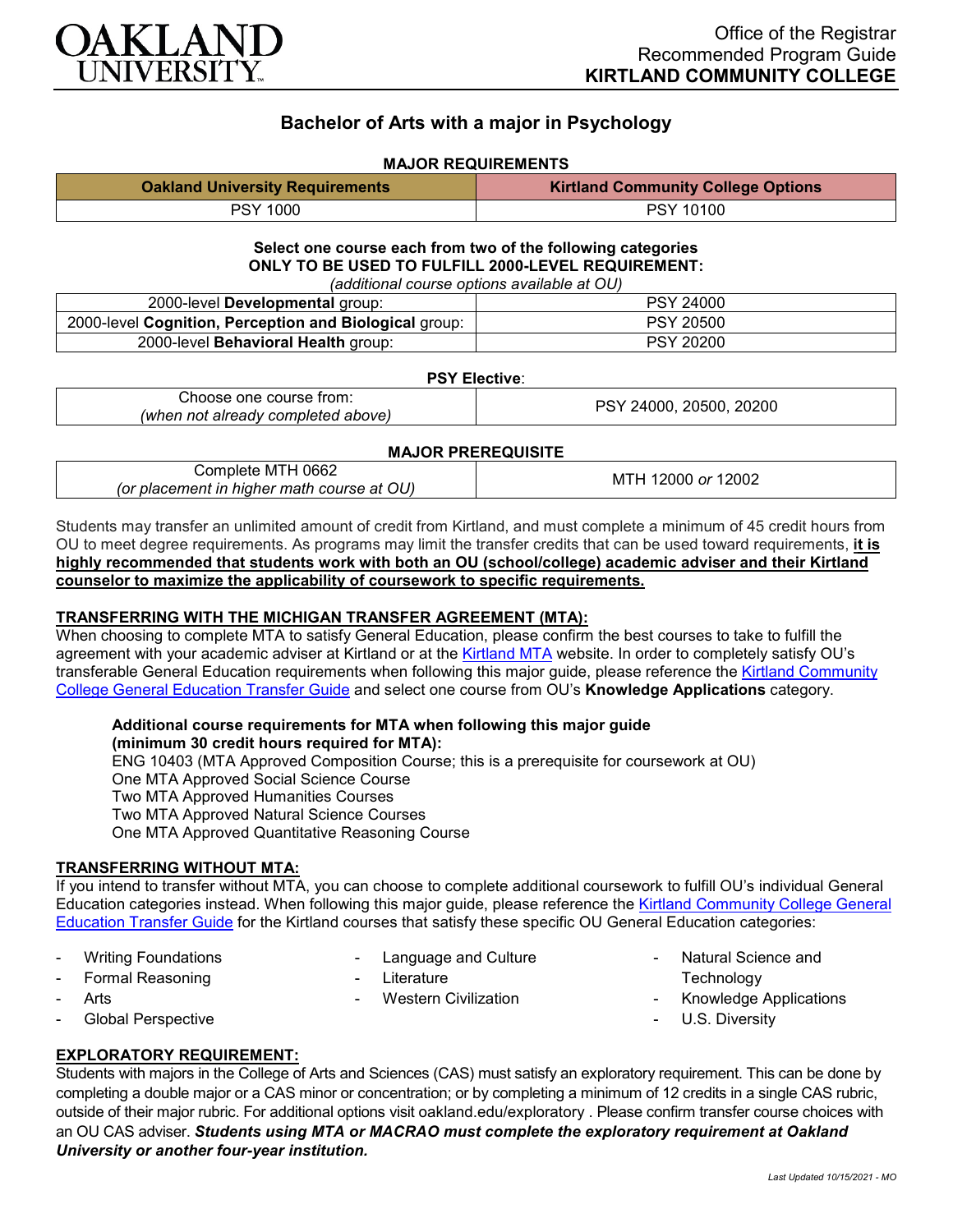OAKLAND UNIVERSITY

Office of the Registrar
Recommended Program Guide
**KIRTLAND COMMUNITY COLLEGE**

# Bachelor of Arts with a major in Psychology

## MAJOR REQUIREMENTS

| Oakland University Requirements | Kirtland Community College Options |
|---|---|
| PSY 1000 | PSY 10100 |

**Select one course each from two of the following categories**
**ONLY TO BE USED TO FULFILL 2000-LEVEL REQUIREMENT:**
*(additional course options available at OU)*

| | |
|---|---|
| 2000-level **Developmental** group: | PSY 24000 |
| 2000-level **Cognition, Perception and Biological** group: | PSY 20500 |
| 2000-level **Behavioral Health** group: | PSY 20200 |

**PSY Elective**:

| | |
|---|---|
| Choose one course from: *(when not already completed above)* | PSY 24000, 20500, 20200 |

**MAJOR PREREQUISITE**

| | |
|---|---|
| Complete MTH 0662 *(or placement in higher math course at OU)* | MTH 12000 *or* 12002 |

Students may transfer an unlimited amount of credit from Kirtland, and must complete a minimum of 45 credit hours from OU to meet degree requirements. As programs may limit the transfer credits that can be used toward requirements, **it is highly recommended that students work with both an OU (school/college) academic adviser and their Kirtland counselor to maximize the applicability of coursework to specific requirements.**

## TRANSFERRING WITH THE MICHIGAN TRANSFER AGREEMENT (MTA):

When choosing to complete MTA to satisfy General Education, please confirm the best courses to take to fulfill the agreement with your academic adviser at Kirtland or at the Kirtland MTA website. In order to completely satisfy OU's transferable General Education requirements when following this major guide, please reference the Kirtland Community College General Education Transfer Guide and select one course from OU's **Knowledge Applications** category.

**Additional course requirements for MTA when following this major guide (minimum 30 credit hours required for MTA):**
ENG 10403 (MTA Approved Composition Course; this is a prerequisite for coursework at OU)
One MTA Approved Social Science Course
Two MTA Approved Humanities Courses
Two MTA Approved Natural Science Courses
One MTA Approved Quantitative Reasoning Course

## TRANSFERRING WITHOUT MTA:

If you intend to transfer without MTA, you can choose to complete additional coursework to fulfill OU's individual General Education categories instead. When following this major guide, please reference the Kirtland Community College General Education Transfer Guide for the Kirtland courses that satisfy these specific OU General Education categories:

- Writing Foundations
- Formal Reasoning
- Arts
- Global Perspective
- Language and Culture
- Literature
- Western Civilization
- Natural Science and Technology
- Knowledge Applications
- U.S. Diversity

## EXPLORATORY REQUIREMENT:

Students with majors in the College of Arts and Sciences (CAS) must satisfy an exploratory requirement. This can be done by completing a double major or a CAS minor or concentration; or by completing a minimum of 12 credits in a single CAS rubric, outside of their major rubric. For additional options visit oakland.edu/exploratory . Please confirm transfer course choices with an OU CAS adviser. ***Students using MTA or MACRAO must complete the exploratory requirement at Oakland University or another four-year institution.***

*Last Updated 10/15/2021 - MO*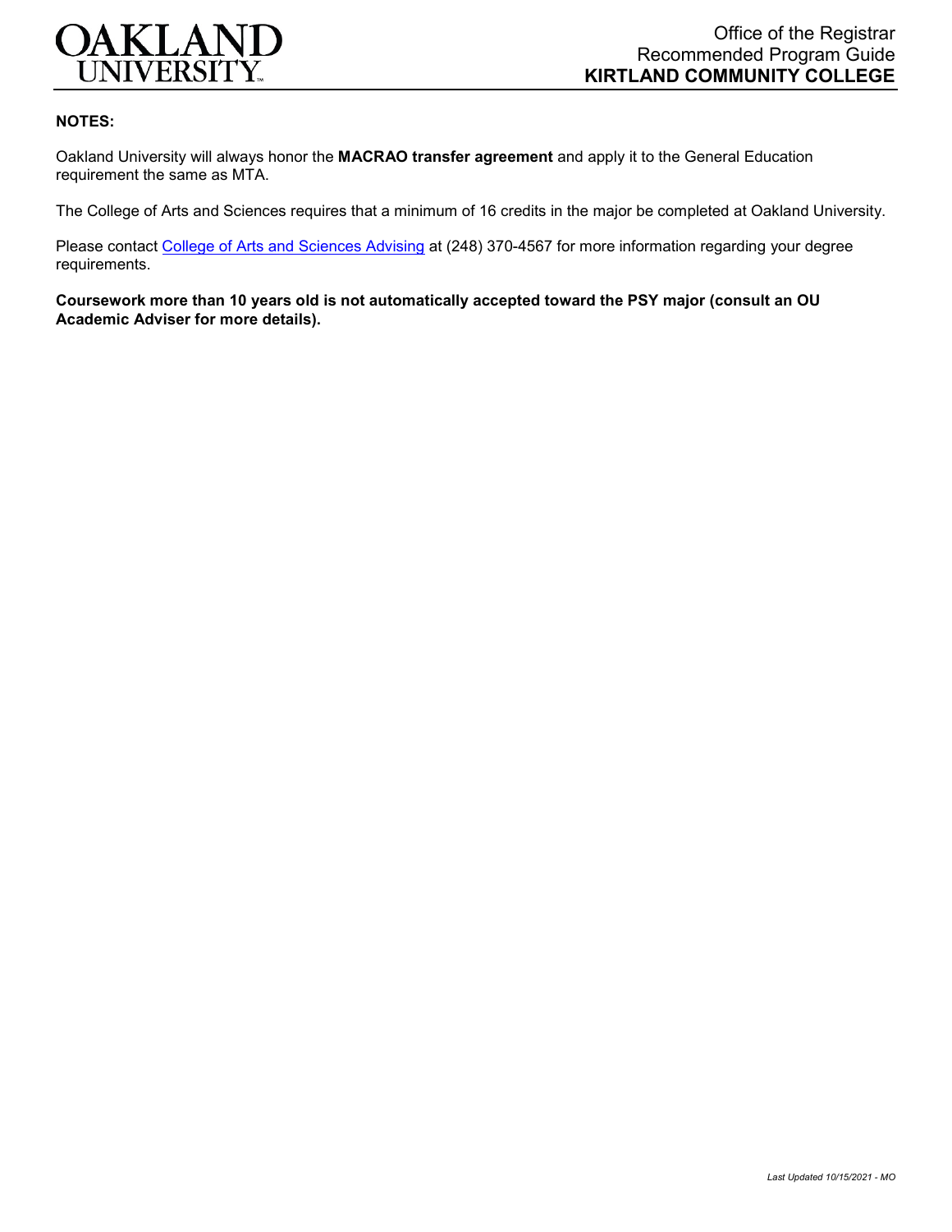**NOTES:**

Oakland University will always honor the **MACRAO transfer agreement** and apply it to the General Education requirement the same as MTA.

The College of Arts and Sciences requires that a minimum of 16 credits in the major be completed at Oakland University.

Please contact College of Arts and Sciences Advising at (248) 370-4567 for more information regarding your degree requirements.

**Coursework more than 10 years old is not automatically accepted toward the PSY major (consult an OU Academic Adviser for more details).**

*Last Updated 10/15/2021 - MO*